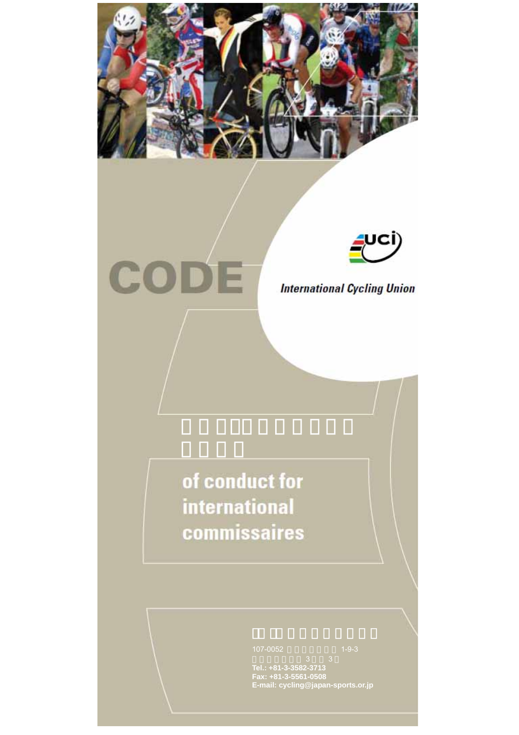# CODE

International Cycling Union

of conduct for international commissaires

107-0052 1-9-3

3 3

Tel.: +81-3-3582-3713
Fax: +81-3-5561-0508
E-mail: cycling@japan-sports.or.jp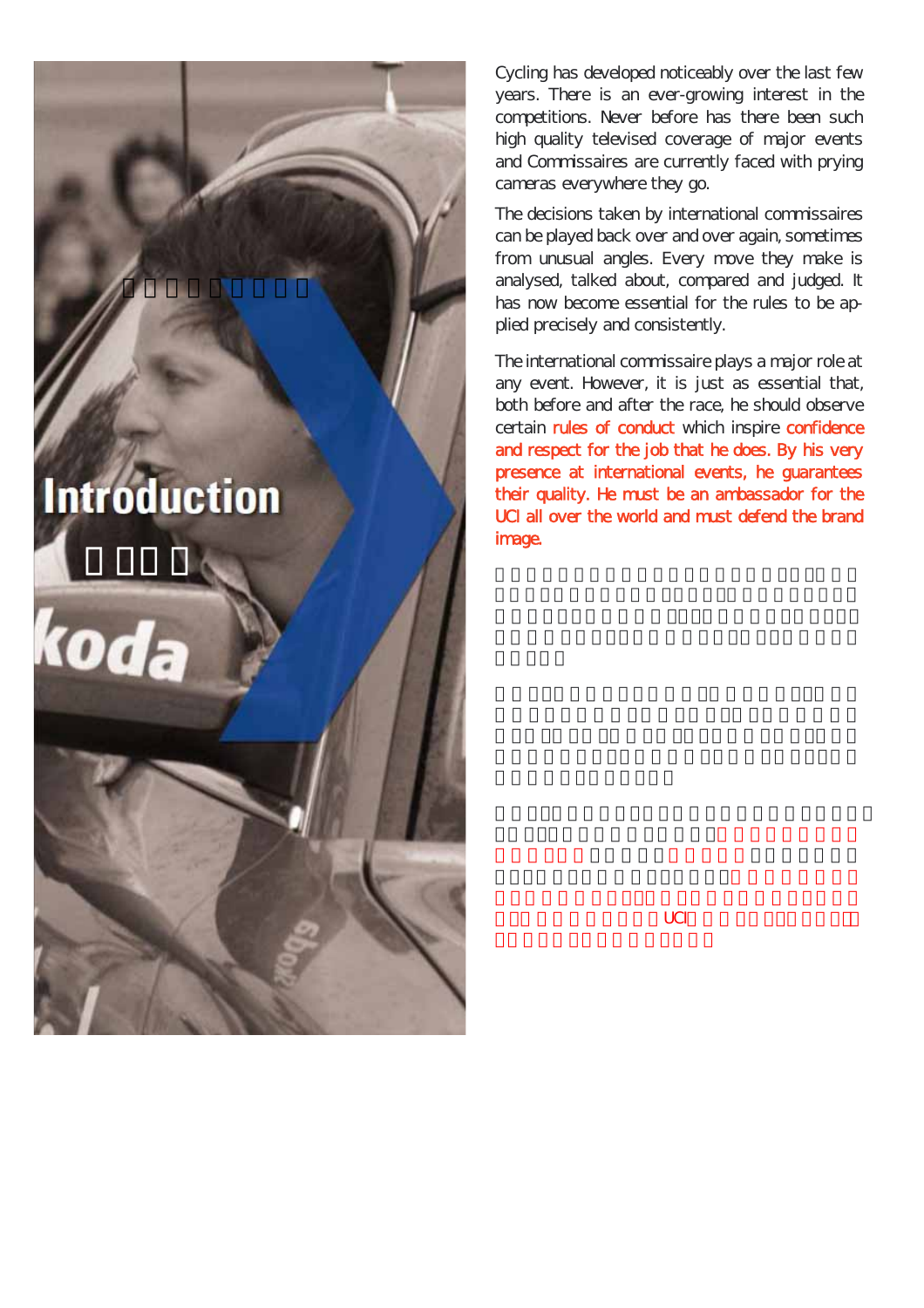# Introduction

Cycling has developed noticeably over the last few years. There is an ever-growing interest in the competitions. Never before has there been such high quality televised coverage of major events and Commissaires are currently faced with prying cameras everywhere they go.

The decisions taken by international commissaires can be played back over and over again, sometimes from unusual angles. Every move they make is analysed, talked about, compared and judged. It has now become essential for the rules to be applied precisely and consistently.

The international commissaire plays a major role at any event. However, it is just as essential that, both before and after the race, he should observe certain rules of conduct which inspire confidence and respect for the job that he does. By his very presence at international events, he guarantees their quality. He must be an ambassador for the UCI all over the world and must defend the brand image.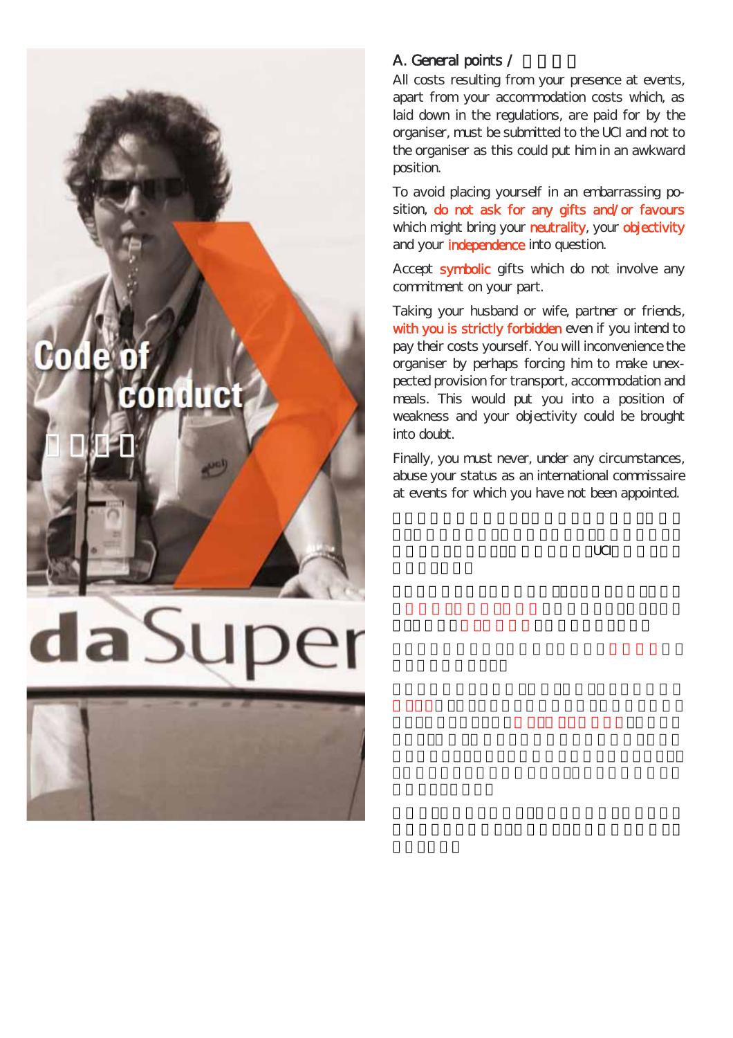## A. General points /

All costs resulting from your presence at events, apart from your accommodation costs which, as laid down in the regulations, are paid for by the organiser, must be submitted to the UCI and not to the organiser as this could put him in an awkward position.

To avoid placing yourself in an embarrassing position, do not ask for any gifts and/or favours which might bring your neutrality, your objectivity and your independence into question.

Accept symbolic gifts which do not involve any commitment on your part.

Taking your husband or wife, partner or friends, with you is strictly forbidden even if you intend to pay their costs yourself. You will inconvenience the organiser by perhaps forcing him to make unexpected provision for transport, accommodation and meals. This would put you into a position of weakness and your objectivity could be brought into doubt.

Finally, you must never, under any circumstances, abuse your status as an international commissaire at events for which you have not been appointed.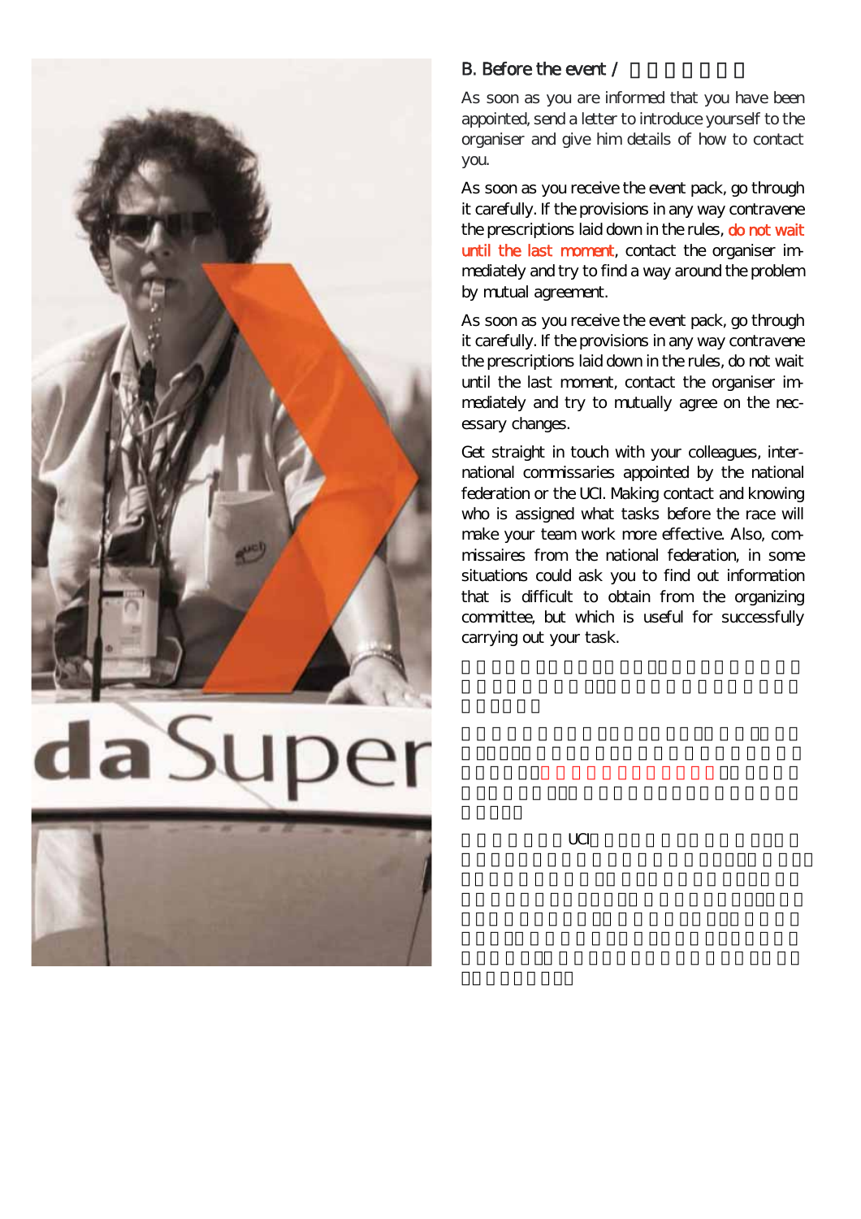## B. Before the event /

As soon as you are informed that you have been appointed, send a letter to introduce yourself to the organiser and give him details of how to contact you.

As soon as you receive the event pack, go through it carefully. If the provisions in any way contravene the prescriptions laid down in the rules, do not wait until the last moment, contact the organiser immediately and try to find a way around the problem by mutual agreement.

As soon as you receive the event pack, go through it carefully. If the provisions in any way contravene the prescriptions laid down in the rules, do not wait until the last moment, contact the organiser immediately and try to mutually agree on the necessary changes.

Get straight in touch with your colleagues, international commissaries appointed by the national federation or the UCI. Making contact and knowing who is assigned what tasks before the race will make your team work more effective. Also, commissaires from the national federation, in some situations could ask you to find out information that is difficult to obtain from the organizing committee, but which is useful for successfully carrying out your task.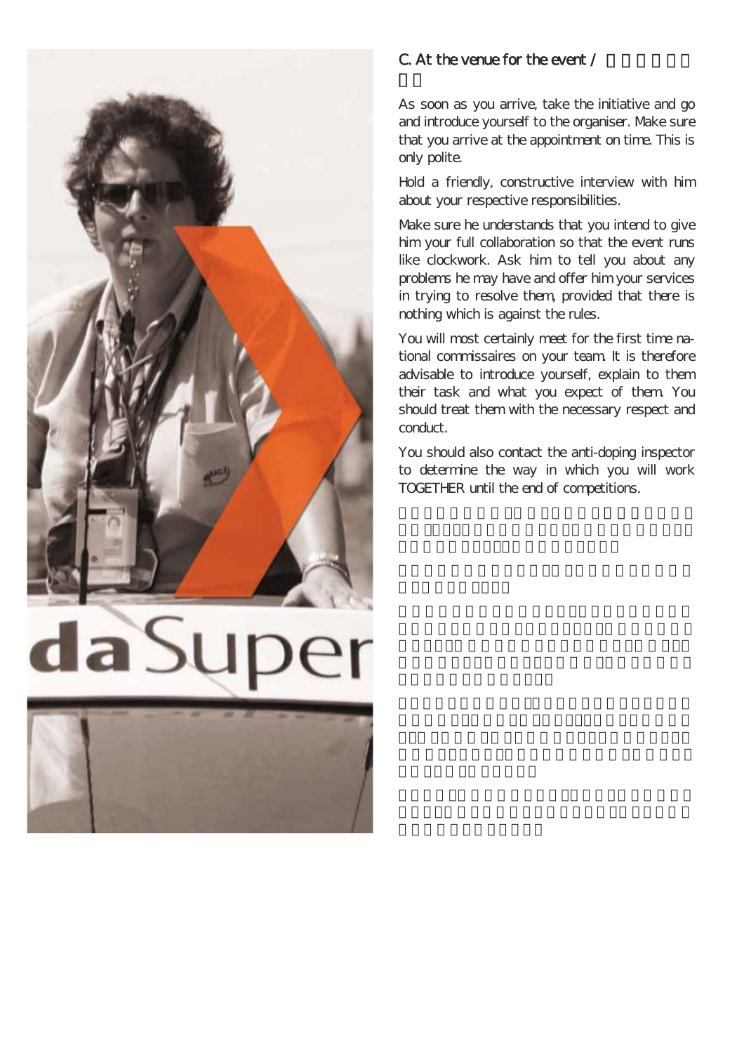## C. At the venue for the event /

As soon as you arrive, take the initiative and go and introduce yourself to the organiser. Make sure that you arrive at the appointment on time. This is only polite.

Hold a friendly, constructive interview with him about your respective responsibilities.

Make sure he understands that you intend to give him your full collaboration so that the event runs like clockwork. Ask him to tell you about any problems he may have and offer him your services in trying to resolve them, provided that there is nothing which is against the rules.

You will most certainly meet for the first time national commissaires on your team. It is therefore advisable to introduce yourself, explain to them their task and what you expect of them. You should treat them with the necessary respect and conduct.

You should also contact the anti-doping inspector to determine the way in which you will work TOGETHER until the end of competitions.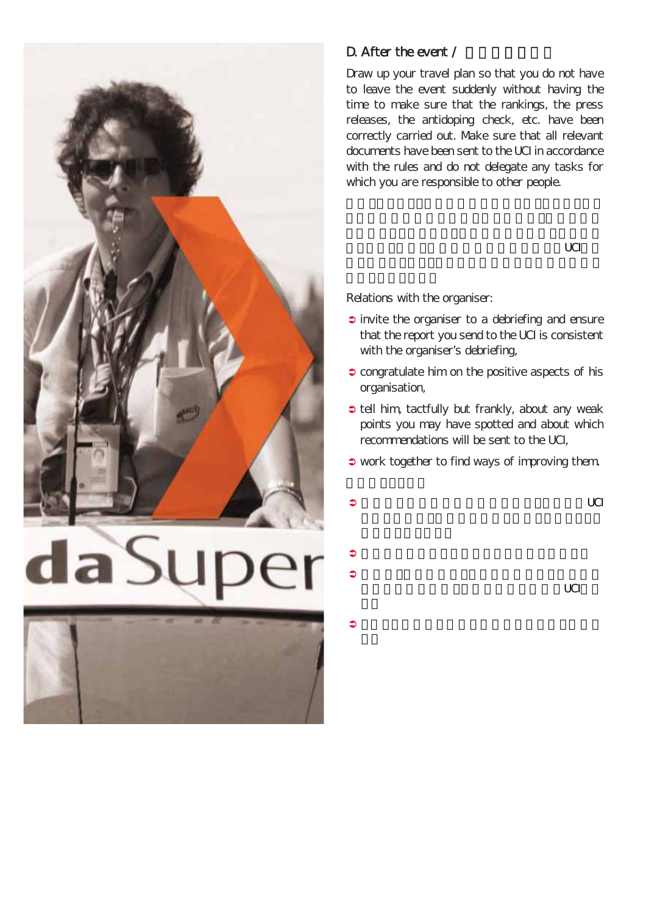## D. After the event /

Draw up your travel plan so that you do not have to leave the event suddenly without having the time to make sure that the rankings, the press releases, the antidoping check, etc. have been correctly carried out. Make sure that all relevant documents have been sent to the UCI in accordance with the rules and do not delegate any tasks for which you are responsible to other people.

Relations with the organiser:

- invite the organiser to a debriefing and ensure that the report you send to the UCI is consistent with the organiser's debriefing,
- congratulate him on the positive aspects of his organisation,
- tell him, tactfully but frankly, about any weak points you may have spotted and about which recommendations will be sent to the UCI,
- work together to find ways of improving them.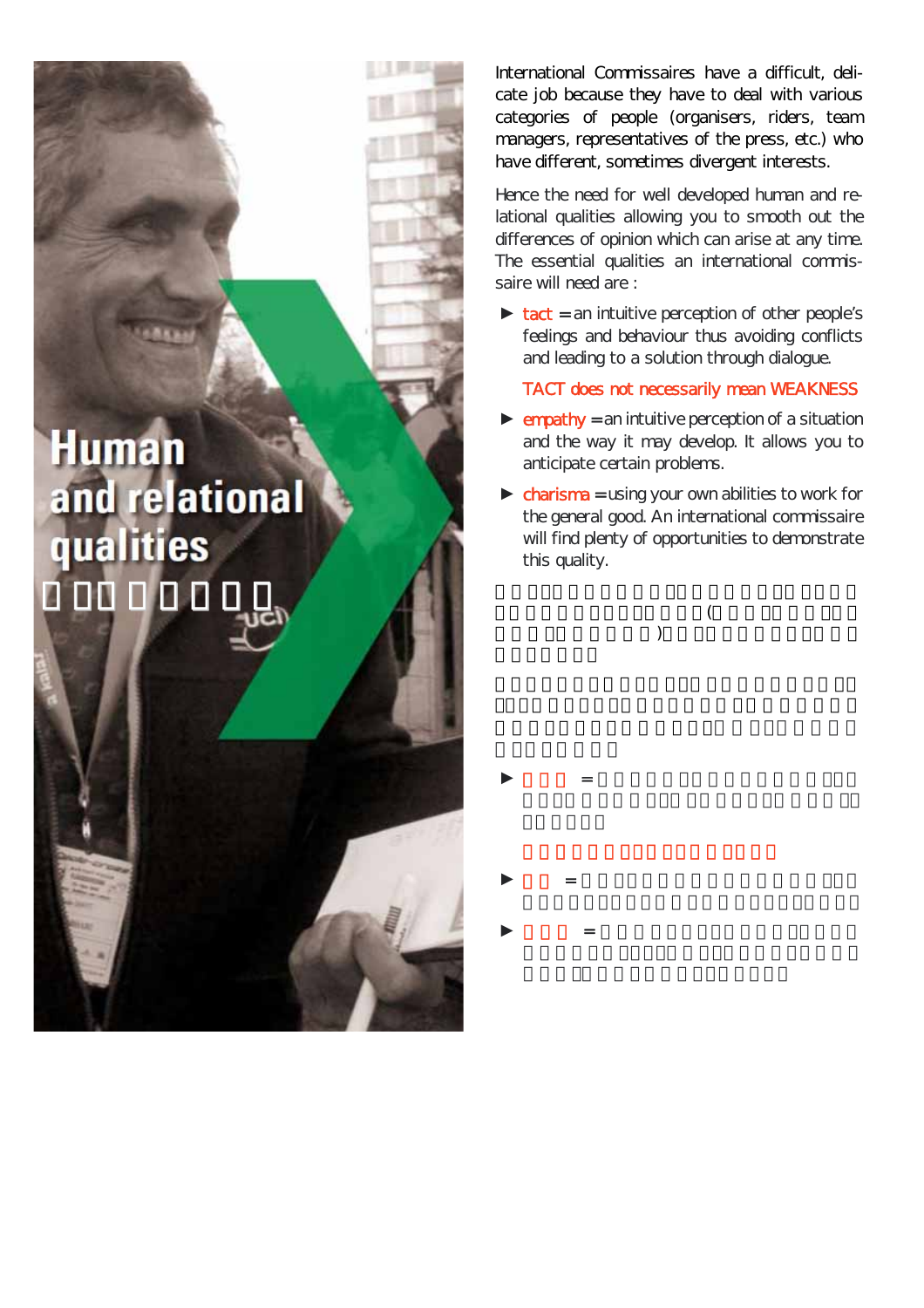# Human and relational qualities

International Commissaires have a difficult, delicate job because they have to deal with various categories of people (organisers, riders, team managers, representatives of the press, etc.) who have different, sometimes divergent interests.

Hence the need for well developed human and relational qualities allowing you to smooth out the differences of opinion which can arise at any time. The essential qualities an international commissaire will need are :

- **tact** = an intuitive perception of other people's feelings and behaviour thus avoiding conflicts and leading to a solution through dialogue.

  TACT does not necessarily mean WEAKNESS

- **empathy** = an intuitive perception of a situation and the way it may develop. It allows you to anticipate certain problems.

- **charisma** = using your own abilities to work for the general good. An international commissaire will find plenty of opportunities to demonstrate this quality.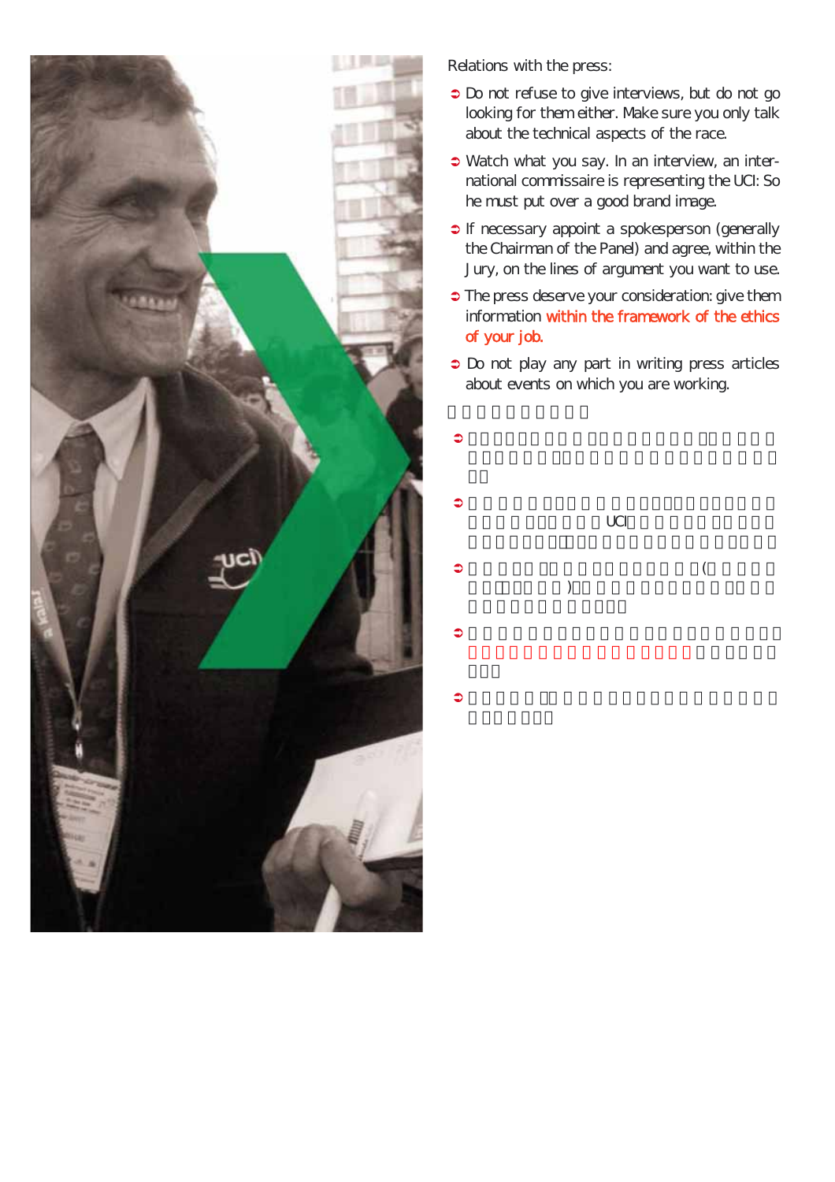Relations with the press:

- Do not refuse to give interviews, but do not go looking for them either. Make sure you only talk about the technical aspects of the race.
- Watch what you say. In an interview, an international commissaire is representing the UCI: So he must put over a good brand image.
- If necessary appoint a spokesperson (generally the Chairman of the Panel) and agree, within the Jury, on the lines of argument you want to use.
- The press deserve your consideration: give them information within the framework of the ethics of your job.
- Do not play any part in writing press articles about events on which you are working.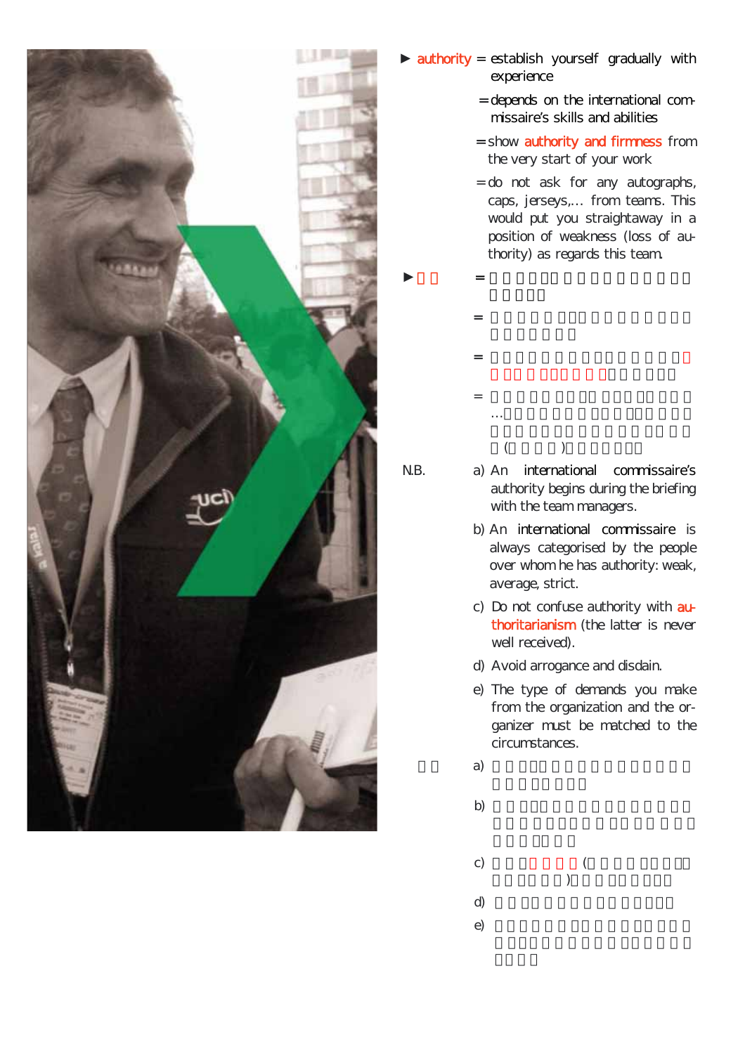► authority = establish yourself gradually with experience

= depends on the international commissaire's skills and abilities

= show authority and firmness from the very start of your work

= do not ask for any autographs, caps, jerseys,… from teams. This would put you straightaway in a position of weakness (loss of authority) as regards this team.

N.B.

a) An international commissaire's authority begins during the briefing with the team managers.

b) An international commissaire is always categorised by the people over whom he has authority: weak, average, strict.

c) Do not confuse authority with authoritarianism (the latter is never well received).

d) Avoid arrogance and disdain.

e) The type of demands you make from the organization and the organizer must be matched to the circumstances.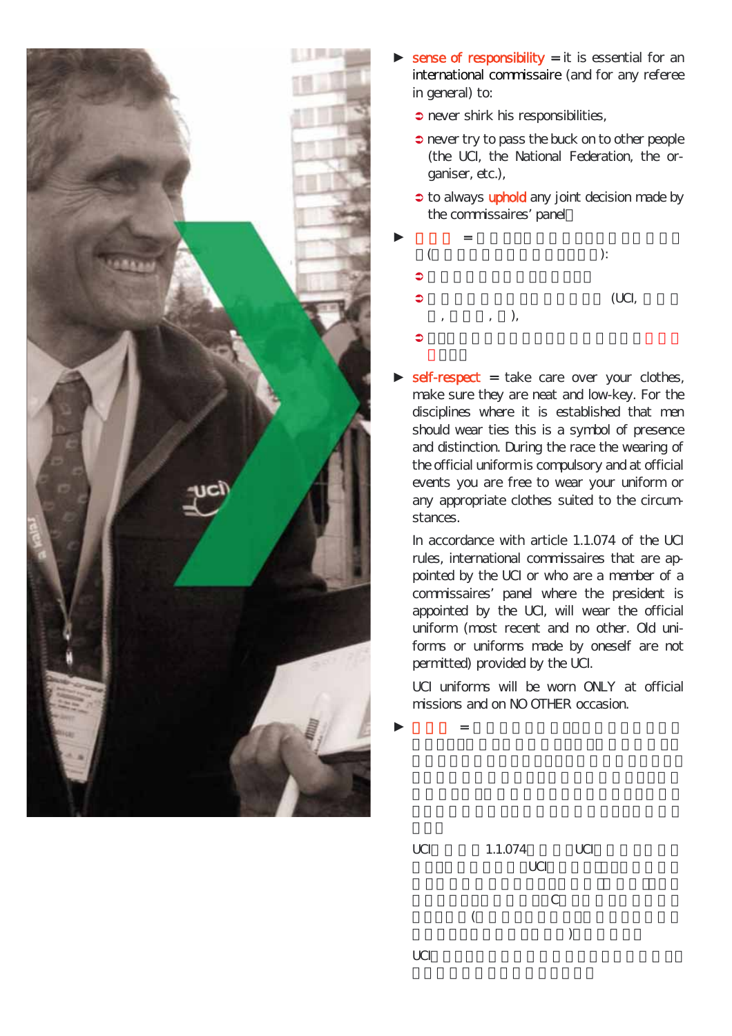- **sense of responsibility** = it is essential for an international commissaire (and for any referee in general) to:
  - never shirk his responsibilities,
  - never try to pass the buck on to other people (the UCI, the National Federation, the organiser, etc.),
  - to always **uphold** any joint decision made by the commissaires' panel

- **self-respect** = take care over your clothes, make sure they are neat and low-key. For the disciplines where it is established that men should wear ties this is a symbol of presence and distinction. During the race the wearing of the official uniform is compulsory and at official events you are free to wear your uniform or any appropriate clothes suited to the circumstances.

  In accordance with article 1.1.074 of the UCI rules, international commissaires that are appointed by the UCI or who are a member of a commissaires' panel where the president is appointed by the UCI, will wear the official uniform (most recent and no other. Old uniforms or uniforms made by oneself are not permitted) provided by the UCI.

  UCI uniforms will be worn ONLY at official missions and on NO OTHER occasion.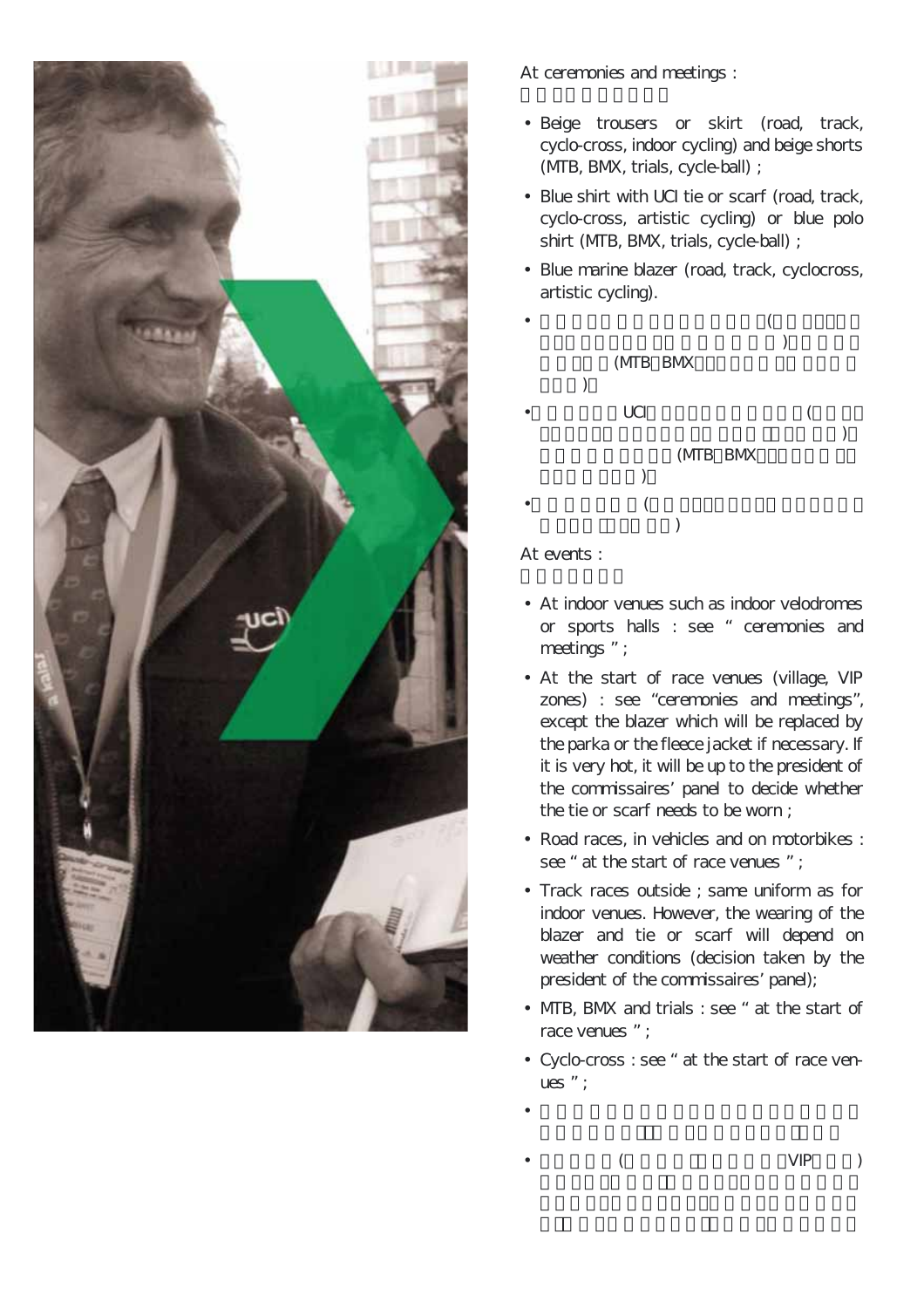At ceremonies and meetings :

- Beige trousers or skirt (road, track, cyclo-cross, indoor cycling) and beige shorts (MTB, BMX, trials, cycle-ball) ;
- Blue shirt with UCI tie or scarf (road, track, cyclo-cross, artistic cycling) or blue polo shirt (MTB, BMX, trials, cycle-ball) ;
- Blue marine blazer (road, track, cyclocross, artistic cycling).

At events :

- At indoor venues such as indoor velodromes or sports halls : see " ceremonies and meetings " ;
- At the start of race venues (village, VIP zones) : see "ceremonies and meetings", except the blazer which will be replaced by the parka or the fleece jacket if necessary. If it is very hot, it will be up to the president of the commissaires' panel to decide whether the tie or scarf needs to be worn ;
- Road races, in vehicles and on motorbikes : see " at the start of race venues " ;
- Track races outside ; same uniform as for indoor venues. However, the wearing of the blazer and tie or scarf will depend on weather conditions (decision taken by the president of the commissaires' panel);
- MTB, BMX and trials : see " at the start of race venues " ;
- Cyclo-cross : see " at the start of race venues " ;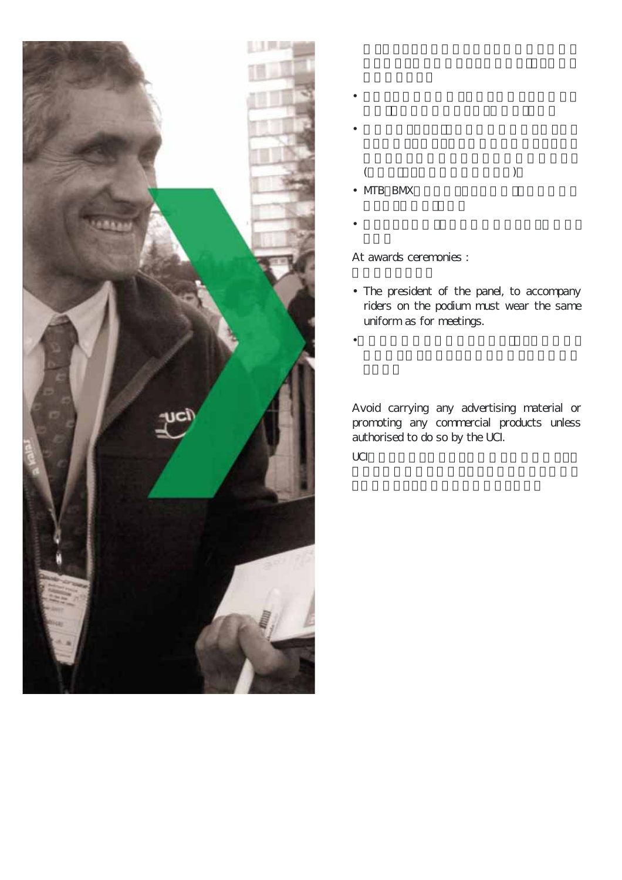- 
- 
- MTB BMX
- 

At awards ceremonies :

- The president of the panel, to accompany riders on the podium must wear the same uniform as for meetings.
- 

Avoid carrying any advertising material or promoting any commercial products unless authorised to do so by the UCI.

UCI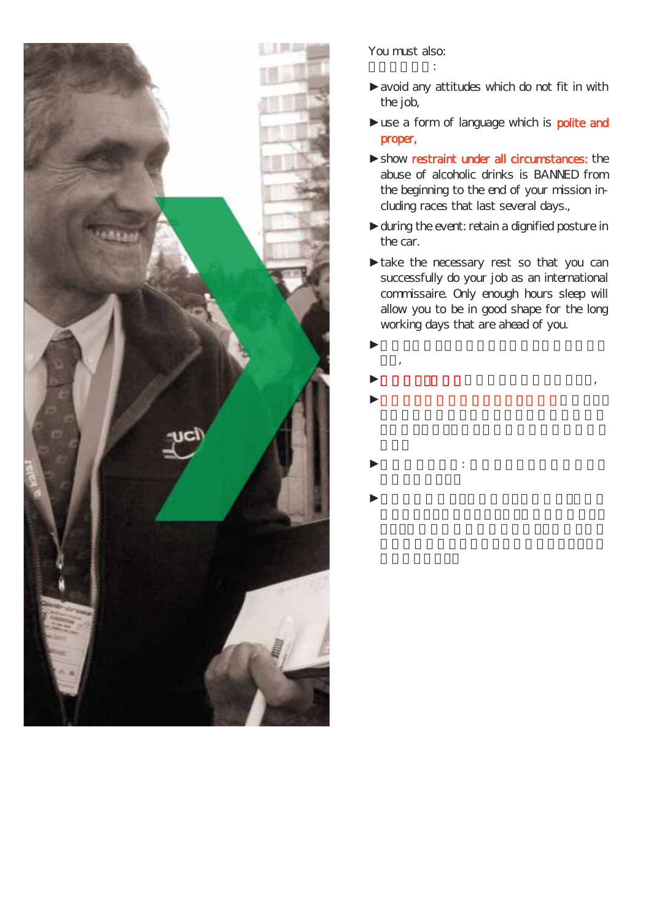You must also:

- avoid any attitudes which do not fit in with the job,
- use a form of language which is **polite and proper,**
- show **restraint under all circumstances:** the abuse of alcoholic drinks is BANNED from the beginning to the end of your mission including races that last several days.,
- during the event: retain a dignified posture in the car.
- take the necessary rest so that you can successfully do your job as an international commissaire. Only enough hours sleep will allow you to be in good shape for the long working days that are ahead of you.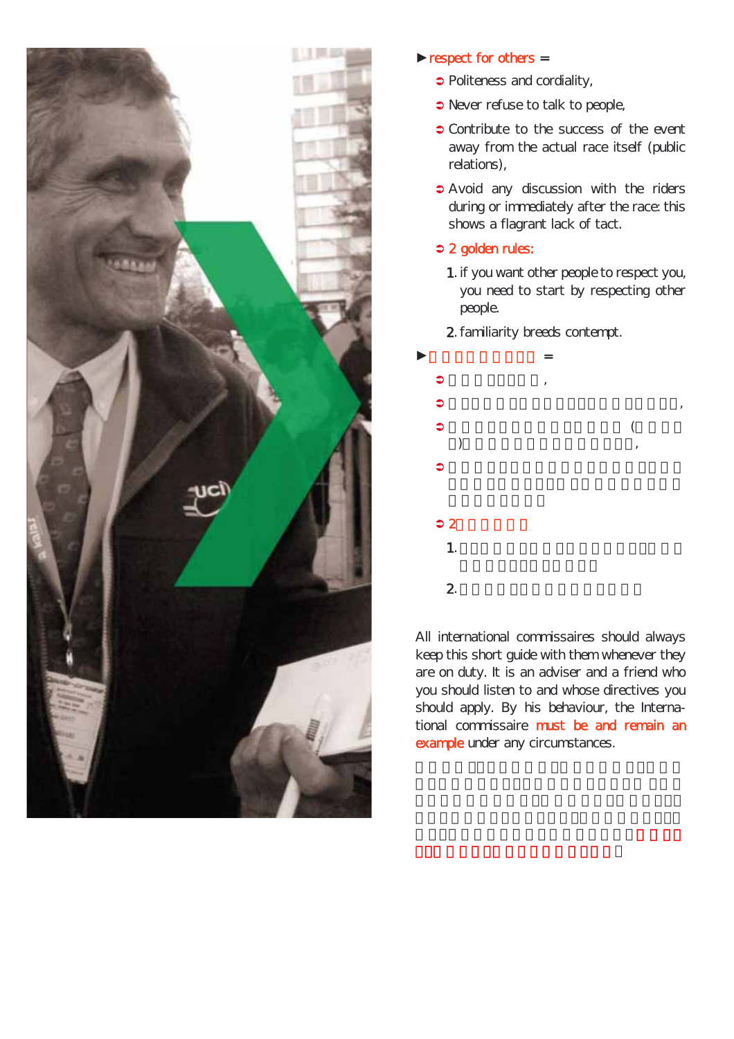► respect for others =

- Politeness and cordiality,
- Never refuse to talk to people,
- Contribute to the success of the event away from the actual race itself (public relations),
- Avoid any discussion with the riders during or immediately after the race: this shows a flagrant lack of tact.
- 2 golden rules:
  1. if you want other people to respect you, you need to start by respecting other people.
  2. familiarity breeds contempt.

All international commissaires should always keep this short guide with them whenever they are on duty. It is an adviser and a friend who you should listen to and whose directives you should apply. By his behaviour, the International commissaire must be and remain an example under any circumstances.